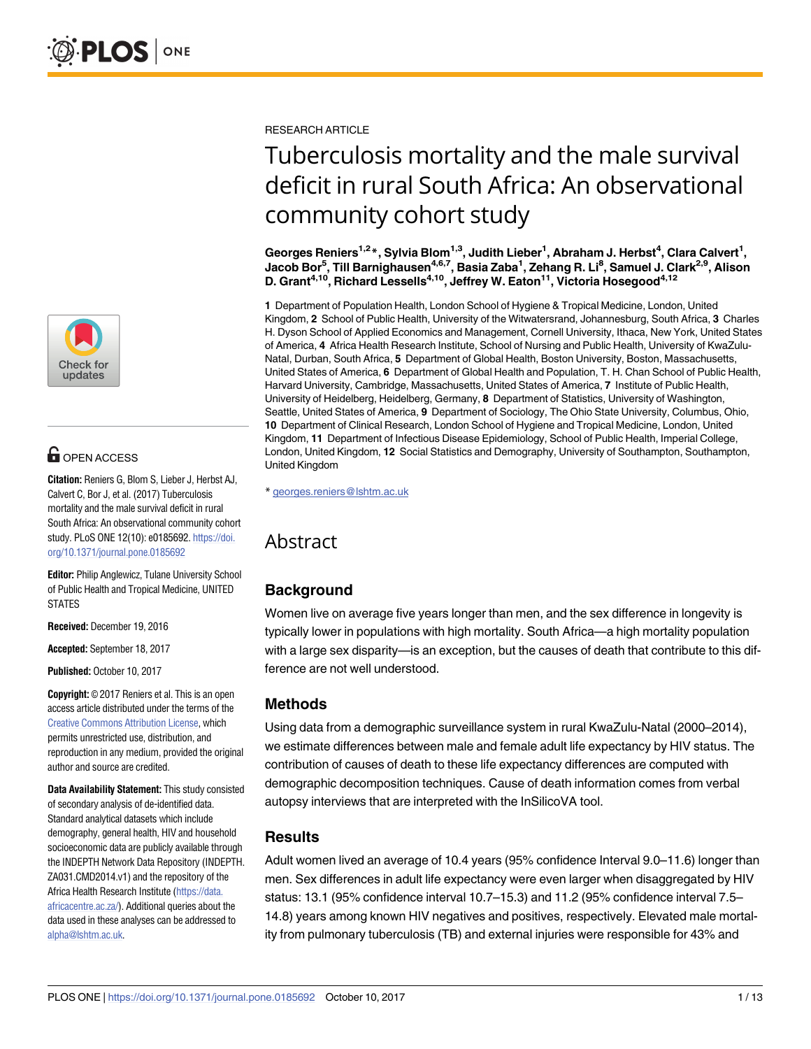RESEARCH ARTICLE

# Tuberculosis mortality and the male survival deficit in rural South Africa: An observational community cohort study

**Georges Reniers[1,2]*, Sylvia Blom[1,3], Judith Lieber[1], Abraham J. Herbst[4], Clara Calvert[1], Jacob Bor[5], Till Barnighausen[4,6,7], Basia Zaba[1], Zehang R. Li[8], Samuel J. Clark[2,9], Alison D. Grant[4,10], Richard Lessells[4,10], Jeffrey W. Eaton[11], Victoria Hosegood[4,12]**

**1** Department of Population Health, London School of Hygiene & Tropical Medicine, London, United Kingdom, **2** School of Public Health, University of the Witwatersrand, Johannesburg, South Africa, **3** Charles H. Dyson School of Applied Economics and Management, Cornell University, Ithaca, New York, United States of America, **4** Africa Health Research Institute, School of Nursing and Public Health, University of KwaZulu-Natal, Durban, South Africa, **5** Department of Global Health, Boston University, Boston, Massachusetts, United States of America, **6** Department of Global Health and Population, T. H. Chan School of Public Health, Harvard University, Cambridge, Massachusetts, United States of America, **7** Institute of Public Health, University of Heidelberg, Heidelberg, Germany, **8** Department of Statistics, University of Washington, Seattle, United States of America, **9** Department of Sociology, The Ohio State University, Columbus, Ohio, **10** Department of Clinical Research, London School of Hygiene and Tropical Medicine, London, United Kingdom, **11** Department of Infectious Disease Epidemiology, School of Public Health, Imperial College, London, United Kingdom, **12** Social Statistics and Demography, University of Southampton, Southampton, United Kingdom

* georges.reniers@lshtm.ac.uk

OPEN ACCESS

**Citation:** Reniers G, Blom S, Lieber J, Herbst AJ, Calvert C, Bor J, et al. (2017) Tuberculosis mortality and the male survival deficit in rural South Africa: An observational community cohort study. PLoS ONE 12(10): e0185692. https://doi.org/10.1371/journal.pone.0185692

**Editor:** Philip Anglewicz, Tulane University School of Public Health and Tropical Medicine, UNITED STATES

**Received:** December 19, 2016

**Accepted:** September 18, 2017

**Published:** October 10, 2017

**Copyright:** © 2017 Reniers et al. This is an open access article distributed under the terms of the Creative Commons Attribution License, which permits unrestricted use, distribution, and reproduction in any medium, provided the original author and source are credited.

**Data Availability Statement:** This study consisted of secondary analysis of de-identified data. Standard analytical datasets which include demography, general health, HIV and household socioeconomic data are publicly available through the INDEPTH Network Data Repository (INDEPTH.ZA031.CMD2014.v1) and the repository of the Africa Health Research Institute (https://data.africacentre.ac.za/). Additional queries about the data used in these analyses can be addressed to alpha@lshtm.ac.uk.

## Abstract

### Background

Women live on average five years longer than men, and the sex difference in longevity is typically lower in populations with high mortality. South Africa—a high mortality population with a large sex disparity—is an exception, but the causes of death that contribute to this difference are not well understood.

### Methods

Using data from a demographic surveillance system in rural KwaZulu-Natal (2000–2014), we estimate differences between male and female adult life expectancy by HIV status. The contribution of causes of death to these life expectancy differences are computed with demographic decomposition techniques. Cause of death information comes from verbal autopsy interviews that are interpreted with the InSilicoVA tool.

### Results

Adult women lived an average of 10.4 years (95% confidence Interval 9.0–11.6) longer than men. Sex differences in adult life expectancy were even larger when disaggregated by HIV status: 13.1 (95% confidence interval 10.7–15.3) and 11.2 (95% confidence interval 7.5–14.8) years among known HIV negatives and positives, respectively. Elevated male mortality from pulmonary tuberculosis (TB) and external injuries were responsible for 43% and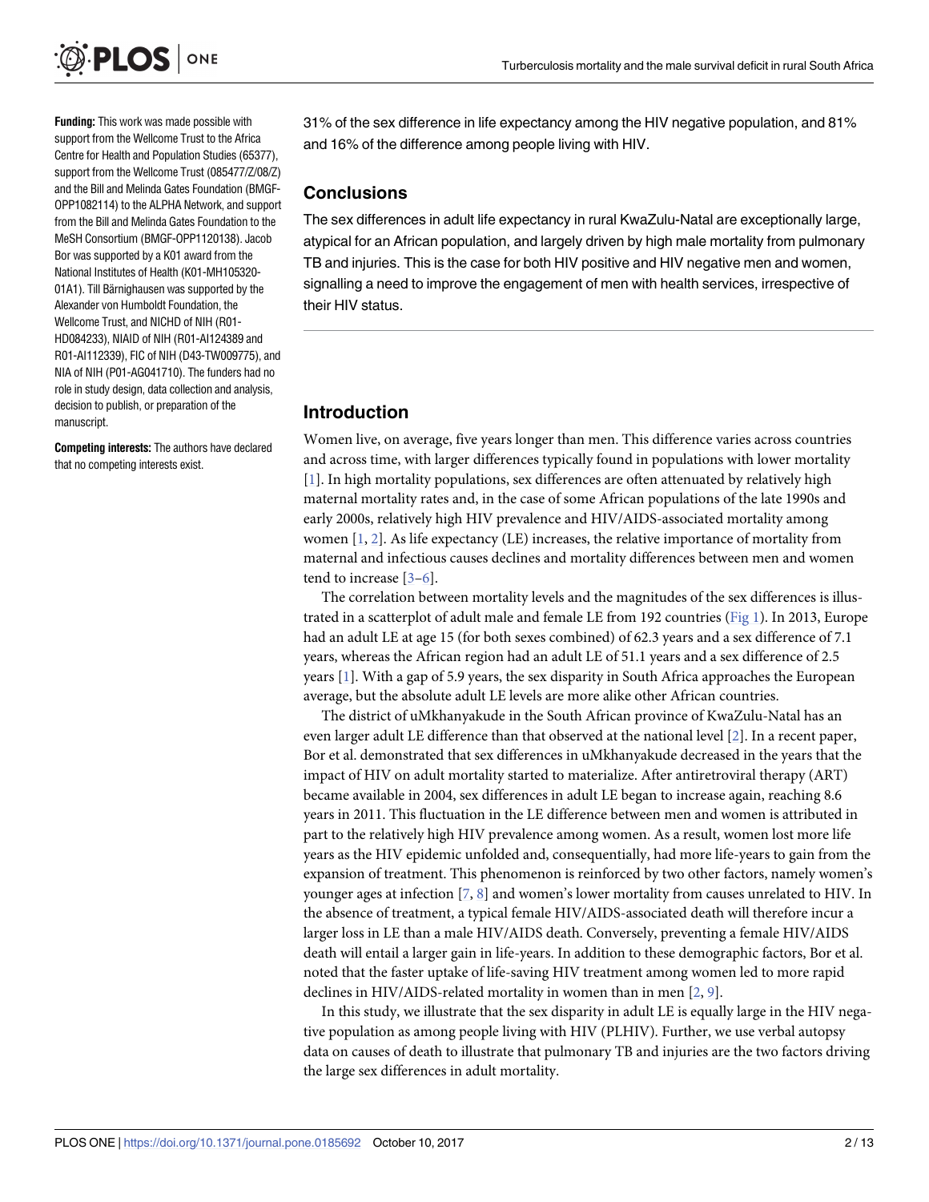**Funding:** This work was made possible with support from the Wellcome Trust to the Africa Centre for Health and Population Studies (65377), support from the Wellcome Trust (085477/Z/08/Z) and the Bill and Melinda Gates Foundation (BMGF-OPP1082114) to the ALPHA Network, and support from the Bill and Melinda Gates Foundation to the MeSH Consortium (BMGF-OPP1120138). Jacob Bor was supported by a K01 award from the National Institutes of Health (K01-MH105320-01A1). Till Bärnighausen was supported by the Alexander von Humboldt Foundation, the Wellcome Trust, and NICHD of NIH (R01-HD084233), NIAID of NIH (R01-AI124389 and R01-AI112339), FIC of NIH (D43-TW009775), and NIA of NIH (P01-AG041710). The funders had no role in study design, data collection and analysis, decision to publish, or preparation of the manuscript.

**Competing interests:** The authors have declared that no competing interests exist.

31% of the sex difference in life expectancy among the HIV negative population, and 81% and 16% of the difference among people living with HIV.

## Conclusions

The sex differences in adult life expectancy in rural KwaZulu-Natal are exceptionally large, atypical for an African population, and largely driven by high male mortality from pulmonary TB and injuries. This is the case for both HIV positive and HIV negative men and women, signalling a need to improve the engagement of men with health services, irrespective of their HIV status.

## Introduction

Women live, on average, five years longer than men. This difference varies across countries and across time, with larger differences typically found in populations with lower mortality [1]. In high mortality populations, sex differences are often attenuated by relatively high maternal mortality rates and, in the case of some African populations of the late 1990s and early 2000s, relatively high HIV prevalence and HIV/AIDS-associated mortality among women [1, 2]. As life expectancy (LE) increases, the relative importance of mortality from maternal and infectious causes declines and mortality differences between men and women tend to increase [3–6].

The correlation between mortality levels and the magnitudes of the sex differences is illustrated in a scatterplot of adult male and female LE from 192 countries (Fig 1). In 2013, Europe had an adult LE at age 15 (for both sexes combined) of 62.3 years and a sex difference of 7.1 years, whereas the African region had an adult LE of 51.1 years and a sex difference of 2.5 years [1]. With a gap of 5.9 years, the sex disparity in South Africa approaches the European average, but the absolute adult LE levels are more alike other African countries.

The district of uMkhanyakude in the South African province of KwaZulu-Natal has an even larger adult LE difference than that observed at the national level [2]. In a recent paper, Bor et al. demonstrated that sex differences in uMkhanyakude decreased in the years that the impact of HIV on adult mortality started to materialize. After antiretroviral therapy (ART) became available in 2004, sex differences in adult LE began to increase again, reaching 8.6 years in 2011. This fluctuation in the LE difference between men and women is attributed in part to the relatively high HIV prevalence among women. As a result, women lost more life years as the HIV epidemic unfolded and, consequentially, had more life-years to gain from the expansion of treatment. This phenomenon is reinforced by two other factors, namely women's younger ages at infection [7, 8] and women's lower mortality from causes unrelated to HIV. In the absence of treatment, a typical female HIV/AIDS-associated death will therefore incur a larger loss in LE than a male HIV/AIDS death. Conversely, preventing a female HIV/AIDS death will entail a larger gain in life-years. In addition to these demographic factors, Bor et al. noted that the faster uptake of life-saving HIV treatment among women led to more rapid declines in HIV/AIDS-related mortality in women than in men [2, 9].

In this study, we illustrate that the sex disparity in adult LE is equally large in the HIV negative population as among people living with HIV (PLHIV). Further, we use verbal autopsy data on causes of death to illustrate that pulmonary TB and injuries are the two factors driving the large sex differences in adult mortality.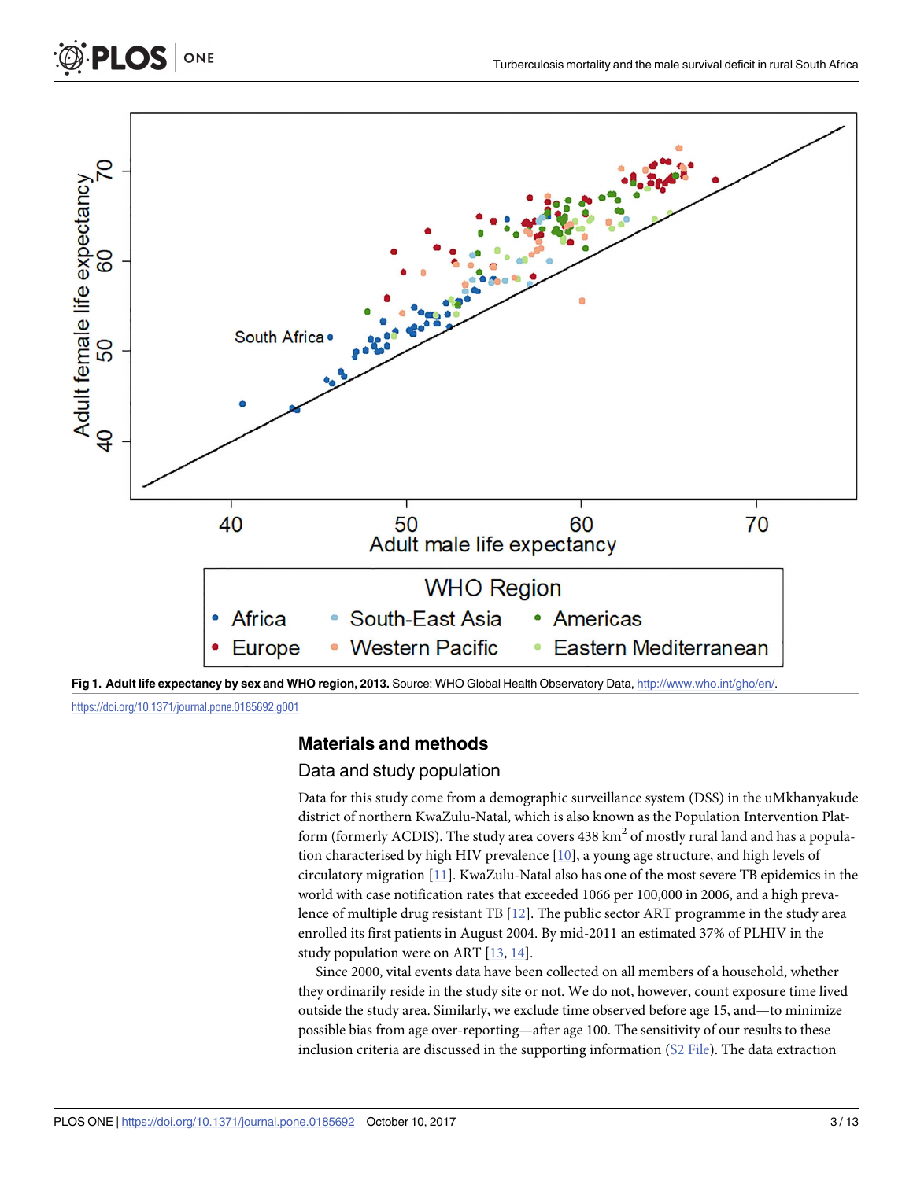Fig 1. **Adult life expectancy by sex and WHO region, 2013.** Source: WHO Global Health Observatory Data, http://www.who.int/gho/en/.

https://doi.org/10.1371/journal.pone.0185692.g001

## Materials and methods

### Data and study population

Data for this study come from a demographic surveillance system (DSS) in the uMkhanyakude district of northern KwaZulu-Natal, which is also known as the Population Intervention Platform (formerly ACDIS). The study area covers 438 km$^2$ of mostly rural land and has a population characterised by high HIV prevalence [10], a young age structure, and high levels of circulatory migration [11]. KwaZulu-Natal also has one of the most severe TB epidemics in the world with case notification rates that exceeded 1066 per 100,000 in 2006, and a high prevalence of multiple drug resistant TB [12]. The public sector ART programme in the study area enrolled its first patients in August 2004. By mid-2011 an estimated 37% of PLHIV in the study population were on ART [13, 14].

Since 2000, vital events data have been collected on all members of a household, whether they ordinarily reside in the study site or not. We do not, however, count exposure time lived outside the study area. Similarly, we exclude time observed before age 15, and—to minimize possible bias from age over-reporting—after age 100. The sensitivity of our results to these inclusion criteria are discussed in the supporting information (S2 File). The data extraction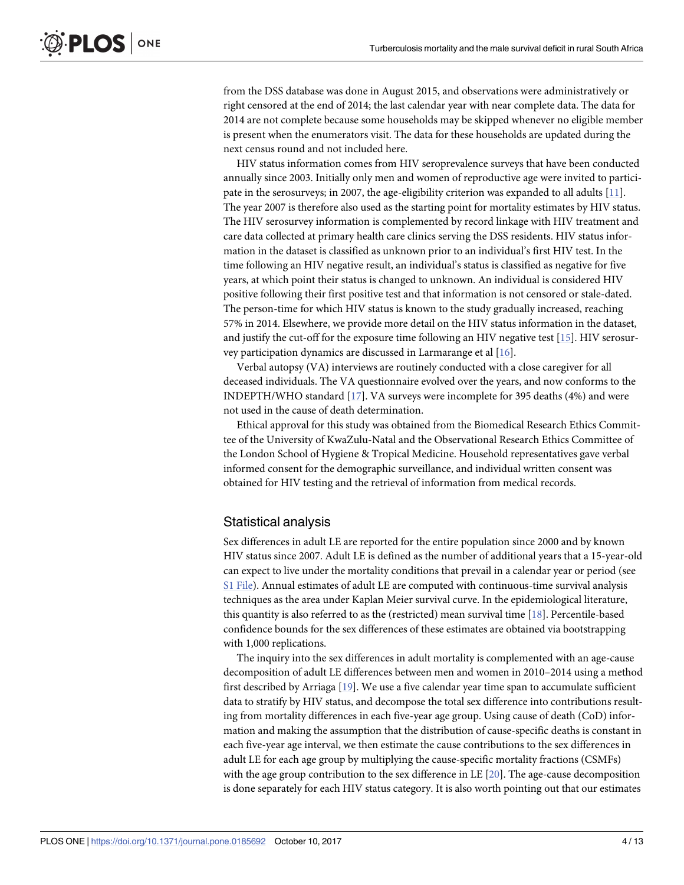from the DSS database was done in August 2015, and observations were administratively or right censored at the end of 2014; the last calendar year with near complete data. The data for 2014 are not complete because some households may be skipped whenever no eligible member is present when the enumerators visit. The data for these households are updated during the next census round and not included here.

HIV status information comes from HIV seroprevalence surveys that have been conducted annually since 2003. Initially only men and women of reproductive age were invited to participate in the serosurveys; in 2007, the age-eligibility criterion was expanded to all adults [11]. The year 2007 is therefore also used as the starting point for mortality estimates by HIV status. The HIV serosurvey information is complemented by record linkage with HIV treatment and care data collected at primary health care clinics serving the DSS residents. HIV status information in the dataset is classified as unknown prior to an individual's first HIV test. In the time following an HIV negative result, an individual's status is classified as negative for five years, at which point their status is changed to unknown. An individual is considered HIV positive following their first positive test and that information is not censored or stale-dated. The person-time for which HIV status is known to the study gradually increased, reaching 57% in 2014. Elsewhere, we provide more detail on the HIV status information in the dataset, and justify the cut-off for the exposure time following an HIV negative test [15]. HIV serosurvey participation dynamics are discussed in Larmarange et al [16].

Verbal autopsy (VA) interviews are routinely conducted with a close caregiver for all deceased individuals. The VA questionnaire evolved over the years, and now conforms to the INDEPTH/WHO standard [17]. VA surveys were incomplete for 395 deaths (4%) and were not used in the cause of death determination.

Ethical approval for this study was obtained from the Biomedical Research Ethics Committee of the University of KwaZulu-Natal and the Observational Research Ethics Committee of the London School of Hygiene & Tropical Medicine. Household representatives gave verbal informed consent for the demographic surveillance, and individual written consent was obtained for HIV testing and the retrieval of information from medical records.

## Statistical analysis

Sex differences in adult LE are reported for the entire population since 2000 and by known HIV status since 2007. Adult LE is defined as the number of additional years that a 15-year-old can expect to live under the mortality conditions that prevail in a calendar year or period (see S1 File). Annual estimates of adult LE are computed with continuous-time survival analysis techniques as the area under Kaplan Meier survival curve. In the epidemiological literature, this quantity is also referred to as the (restricted) mean survival time [18]. Percentile-based confidence bounds for the sex differences of these estimates are obtained via bootstrapping with 1,000 replications.

The inquiry into the sex differences in adult mortality is complemented with an age-cause decomposition of adult LE differences between men and women in 2010–2014 using a method first described by Arriaga [19]. We use a five calendar year time span to accumulate sufficient data to stratify by HIV status, and decompose the total sex difference into contributions resulting from mortality differences in each five-year age group. Using cause of death (CoD) information and making the assumption that the distribution of cause-specific deaths is constant in each five-year age interval, we then estimate the cause contributions to the sex differences in adult LE for each age group by multiplying the cause-specific mortality fractions (CSMFs) with the age group contribution to the sex difference in LE [20]. The age-cause decomposition is done separately for each HIV status category. It is also worth pointing out that our estimates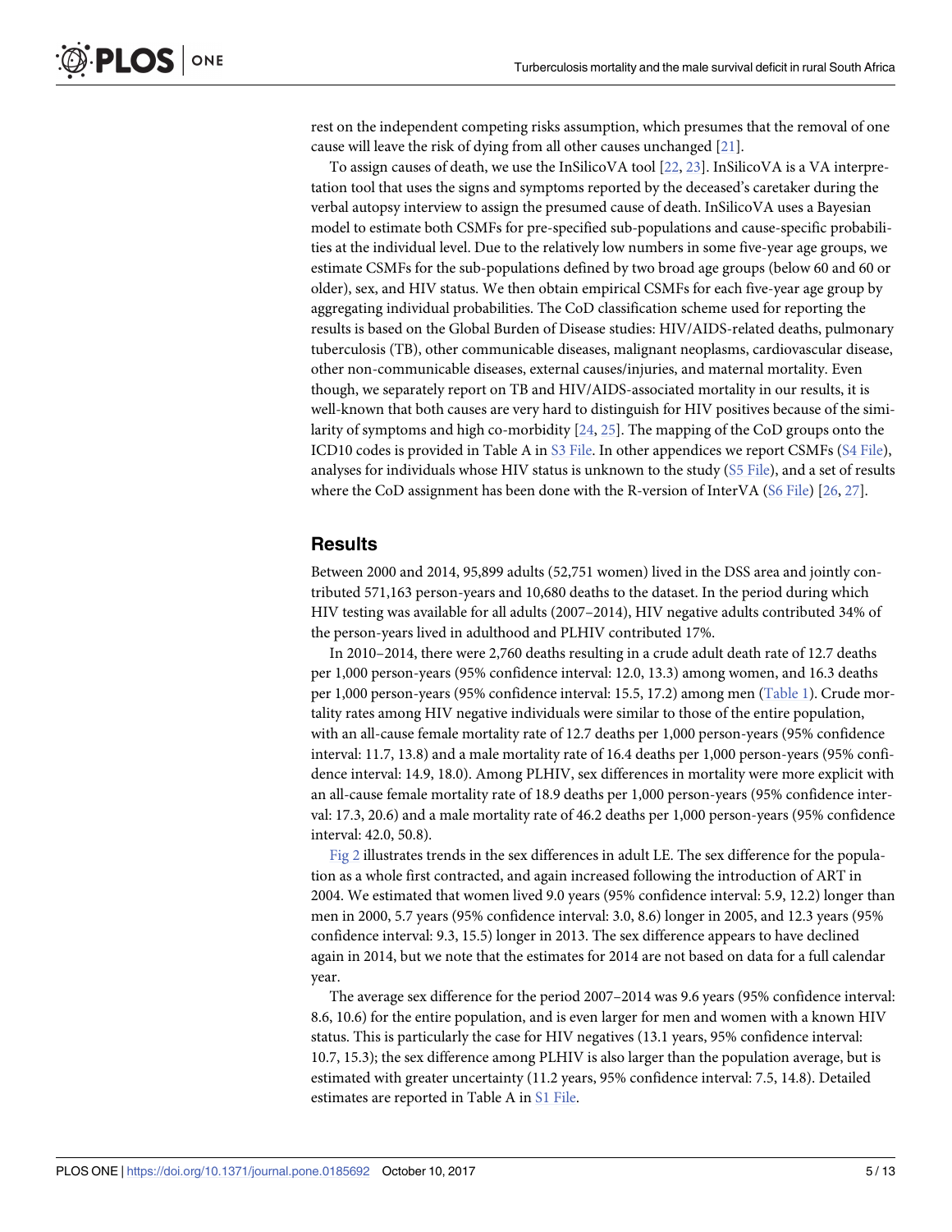rest on the independent competing risks assumption, which presumes that the removal of one cause will leave the risk of dying from all other causes unchanged [21].

To assign causes of death, we use the InSilicoVA tool [22, 23]. InSilicoVA is a VA interpretation tool that uses the signs and symptoms reported by the deceased's caretaker during the verbal autopsy interview to assign the presumed cause of death. InSilicoVA uses a Bayesian model to estimate both CSMFs for pre-specified sub-populations and cause-specific probabilities at the individual level. Due to the relatively low numbers in some five-year age groups, we estimate CSMFs for the sub-populations defined by two broad age groups (below 60 and 60 or older), sex, and HIV status. We then obtain empirical CSMFs for each five-year age group by aggregating individual probabilities. The CoD classification scheme used for reporting the results is based on the Global Burden of Disease studies: HIV/AIDS-related deaths, pulmonary tuberculosis (TB), other communicable diseases, malignant neoplasms, cardiovascular disease, other non-communicable diseases, external causes/injuries, and maternal mortality. Even though, we separately report on TB and HIV/AIDS-associated mortality in our results, it is well-known that both causes are very hard to distinguish for HIV positives because of the similarity of symptoms and high co-morbidity [24, 25]. The mapping of the CoD groups onto the ICD10 codes is provided in Table A in S3 File. In other appendices we report CSMFs (S4 File), analyses for individuals whose HIV status is unknown to the study (S5 File), and a set of results where the CoD assignment has been done with the R-version of InterVA (S6 File) [26, 27].

## Results

Between 2000 and 2014, 95,899 adults (52,751 women) lived in the DSS area and jointly contributed 571,163 person-years and 10,680 deaths to the dataset. In the period during which HIV testing was available for all adults (2007–2014), HIV negative adults contributed 34% of the person-years lived in adulthood and PLHIV contributed 17%.

In 2010–2014, there were 2,760 deaths resulting in a crude adult death rate of 12.7 deaths per 1,000 person-years (95% confidence interval: 12.0, 13.3) among women, and 16.3 deaths per 1,000 person-years (95% confidence interval: 15.5, 17.2) among men (Table 1). Crude mortality rates among HIV negative individuals were similar to those of the entire population, with an all-cause female mortality rate of 12.7 deaths per 1,000 person-years (95% confidence interval: 11.7, 13.8) and a male mortality rate of 16.4 deaths per 1,000 person-years (95% confidence interval: 14.9, 18.0). Among PLHIV, sex differences in mortality were more explicit with an all-cause female mortality rate of 18.9 deaths per 1,000 person-years (95% confidence interval: 17.3, 20.6) and a male mortality rate of 46.2 deaths per 1,000 person-years (95% confidence interval: 42.0, 50.8).

Fig 2 illustrates trends in the sex differences in adult LE. The sex difference for the population as a whole first contracted, and again increased following the introduction of ART in 2004. We estimated that women lived 9.0 years (95% confidence interval: 5.9, 12.2) longer than men in 2000, 5.7 years (95% confidence interval: 3.0, 8.6) longer in 2005, and 12.3 years (95% confidence interval: 9.3, 15.5) longer in 2013. The sex difference appears to have declined again in 2014, but we note that the estimates for 2014 are not based on data for a full calendar year.

The average sex difference for the period 2007–2014 was 9.6 years (95% confidence interval: 8.6, 10.6) for the entire population, and is even larger for men and women with a known HIV status. This is particularly the case for HIV negatives (13.1 years, 95% confidence interval: 10.7, 15.3); the sex difference among PLHIV is also larger than the population average, but is estimated with greater uncertainty (11.2 years, 95% confidence interval: 7.5, 14.8). Detailed estimates are reported in Table A in S1 File.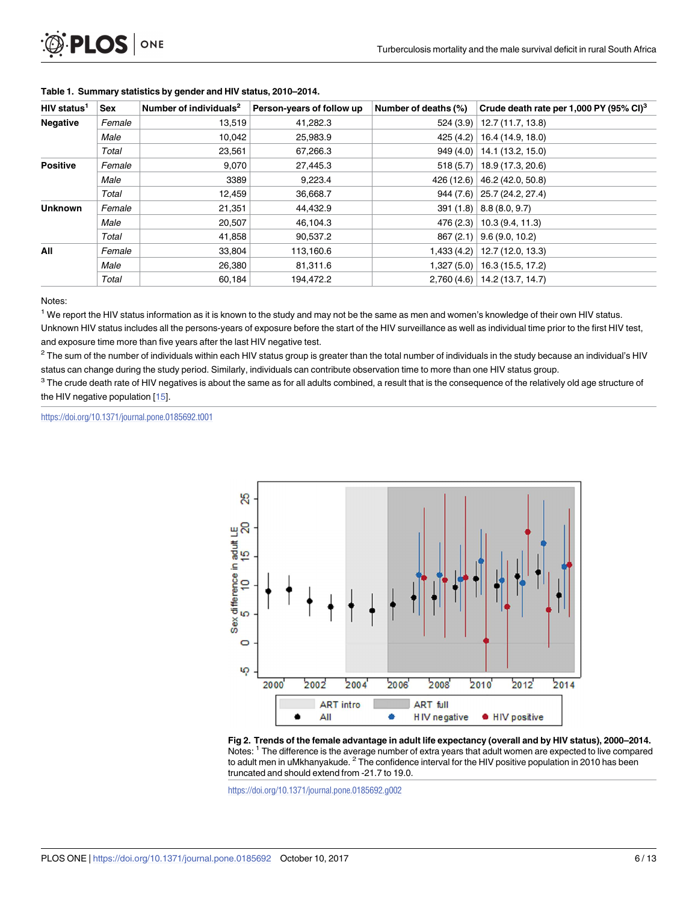**Table 1. Summary statistics by gender and HIV status, 2010–2014.**

| HIV status[1] | Sex | Number of individuals[2] | Person-years of follow up | Number of deaths (%) | Crude death rate per 1,000 PY (95% CI)[3] |
|---|---|---|---|---|---|
| **Negative** | *Female* | 13,519 | 41,282.3 | 524 (3.9) | 12.7 (11.7, 13.8) |
| | *Male* | 10,042 | 25,983.9 | 425 (4.2) | 16.4 (14.9, 18.0) |
| | *Total* | 23,561 | 67,266.3 | 949 (4.0) | 14.1 (13.2, 15.0) |
| **Positive** | *Female* | 9,070 | 27,445.3 | 518 (5.7) | 18.9 (17.3, 20.6) |
| | *Male* | 3389 | 9,223.4 | 426 (12.6) | 46.2 (42.0, 50.8) |
| | *Total* | 12,459 | 36,668.7 | 944 (7.6) | 25.7 (24.2, 27.4) |
| **Unknown** | *Female* | 21,351 | 44,432.9 | 391 (1.8) | 8.8 (8.0, 9.7) |
| | *Male* | 20,507 | 46,104.3 | 476 (2.3) | 10.3 (9.4, 11.3) |
| | *Total* | 41,858 | 90,537.2 | 867 (2.1) | 9.6 (9.0, 10.2) |
| **All** | *Female* | 33,804 | 113,160.6 | 1,433 (4.2) | 12.7 (12.0, 13.3) |
| | *Male* | 26,380 | 81,311.6 | 1,327 (5.0) | 16.3 (15.5, 17.2) |
| | *Total* | 60,184 | 194,472.2 | 2,760 (4.6) | 14.2 (13.7, 14.7) |

Notes:

[1] We report the HIV status information as it is known to the study and may not be the same as men and women's knowledge of their own HIV status. Unknown HIV status includes all the persons-years of exposure before the start of the HIV surveillance as well as individual time prior to the first HIV test, and exposure time more than five years after the last HIV negative test.

[2] The sum of the number of individuals within each HIV status group is greater than the total number of individuals in the study because an individual's HIV status can change during the study period. Similarly, individuals can contribute observation time to more than one HIV status group.

[3] The crude death rate of HIV negatives is about the same as for all adults combined, a result that is the consequence of the relatively old age structure of the HIV negative population [15].

https://doi.org/10.1371/journal.pone.0185692.t001

**Fig 2. Trends of the female advantage in adult life expectancy (overall and by HIV status), 2000–2014.** Notes: [1] The difference is the average number of extra years that adult women are expected to live compared to adult men in uMkhanyakude. [2] The confidence interval for the HIV positive population in 2010 has been truncated and should extend from -21.7 to 19.0.

https://doi.org/10.1371/journal.pone.0185692.g002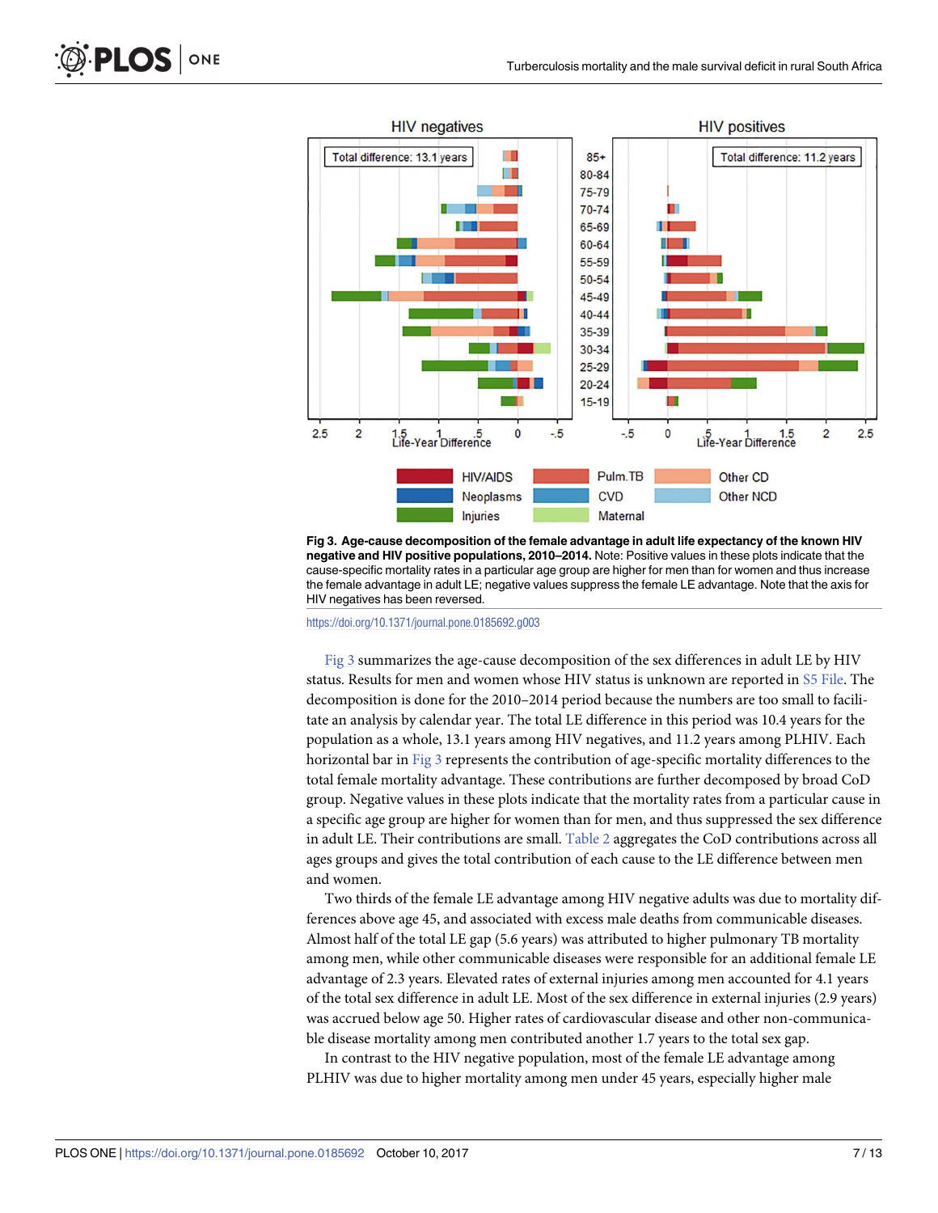**Fig 3. Age-cause decomposition of the female advantage in adult life expectancy of the known HIV negative and HIV positive populations, 2010–2014.** Note: Positive values in these plots indicate that the cause-specific mortality rates in a particular age group are higher for men than for women and thus increase the female advantage in adult LE; negative values suppress the female LE advantage. Note that the axis for HIV negatives has been reversed.

https://doi.org/10.1371/journal.pone.0185692.g003

Fig 3 summarizes the age-cause decomposition of the sex differences in adult LE by HIV status. Results for men and women whose HIV status is unknown are reported in S5 File. The decomposition is done for the 2010–2014 period because the numbers are too small to facilitate an analysis by calendar year. The total LE difference in this period was 10.4 years for the population as a whole, 13.1 years among HIV negatives, and 11.2 years among PLHIV. Each horizontal bar in Fig 3 represents the contribution of age-specific mortality differences to the total female mortality advantage. These contributions are further decomposed by broad CoD group. Negative values in these plots indicate that the mortality rates from a particular cause in a specific age group are higher for women than for men, and thus suppressed the sex difference in adult LE. Their contributions are small. Table 2 aggregates the CoD contributions across all ages groups and gives the total contribution of each cause to the LE difference between men and women.

Two thirds of the female LE advantage among HIV negative adults was due to mortality differences above age 45, and associated with excess male deaths from communicable diseases. Almost half of the total LE gap (5.6 years) was attributed to higher pulmonary TB mortality among men, while other communicable diseases were responsible for an additional female LE advantage of 2.3 years. Elevated rates of external injuries among men accounted for 4.1 years of the total sex difference in adult LE. Most of the sex difference in external injuries (2.9 years) was accrued below age 50. Higher rates of cardiovascular disease and other non-communicable disease mortality among men contributed another 1.7 years to the total sex gap.

In contrast to the HIV negative population, most of the female LE advantage among PLHIV was due to higher mortality among men under 45 years, especially higher male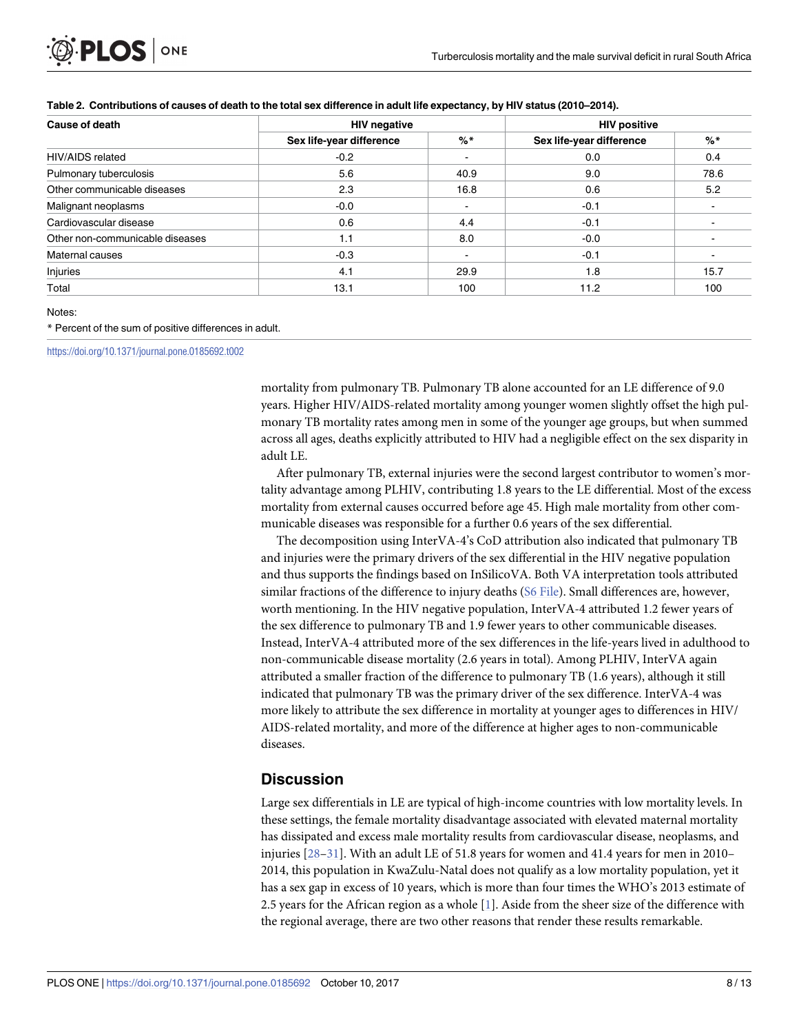**Table 2. Contributions of causes of death to the total sex difference in adult life expectancy, by HIV status (2010–2014).**

| Cause of death | HIV negative | | HIV positive | |
|---|---|---|---|---|
| | Sex life-year difference | %* | Sex life-year difference | %* |
| HIV/AIDS related | -0.2 | - | 0.0 | 0.4 |
| Pulmonary tuberculosis | 5.6 | 40.9 | 9.0 | 78.6 |
| Other communicable diseases | 2.3 | 16.8 | 0.6 | 5.2 |
| Malignant neoplasms | -0.0 | - | -0.1 | - |
| Cardiovascular disease | 0.6 | 4.4 | -0.1 | - |
| Other non-communicable diseases | 1.1 | 8.0 | -0.0 | - |
| Maternal causes | -0.3 | - | -0.1 | - |
| Injuries | 4.1 | 29.9 | 1.8 | 15.7 |
| Total | 13.1 | 100 | 11.2 | 100 |

Notes:

* Percent of the sum of positive differences in adult.

https://doi.org/10.1371/journal.pone.0185692.t002

mortality from pulmonary TB. Pulmonary TB alone accounted for an LE difference of 9.0 years. Higher HIV/AIDS-related mortality among younger women slightly offset the high pulmonary TB mortality rates among men in some of the younger age groups, but when summed across all ages, deaths explicitly attributed to HIV had a negligible effect on the sex disparity in adult LE.

After pulmonary TB, external injuries were the second largest contributor to women's mortality advantage among PLHIV, contributing 1.8 years to the LE differential. Most of the excess mortality from external causes occurred before age 45. High male mortality from other communicable diseases was responsible for a further 0.6 years of the sex differential.

The decomposition using InterVA-4's CoD attribution also indicated that pulmonary TB and injuries were the primary drivers of the sex differential in the HIV negative population and thus supports the findings based on InSilicoVA. Both VA interpretation tools attributed similar fractions of the difference to injury deaths (S6 File). Small differences are, however, worth mentioning. In the HIV negative population, InterVA-4 attributed 1.2 fewer years of the sex difference to pulmonary TB and 1.9 fewer years to other communicable diseases. Instead, InterVA-4 attributed more of the sex differences in the life-years lived in adulthood to non-communicable disease mortality (2.6 years in total). Among PLHIV, InterVA again attributed a smaller fraction of the difference to pulmonary TB (1.6 years), although it still indicated that pulmonary TB was the primary driver of the sex difference. InterVA-4 was more likely to attribute the sex difference in mortality at younger ages to differences in HIV/AIDS-related mortality, and more of the difference at higher ages to non-communicable diseases.

## Discussion

Large sex differentials in LE are typical of high-income countries with low mortality levels. In these settings, the female mortality disadvantage associated with elevated maternal mortality has dissipated and excess male mortality results from cardiovascular disease, neoplasms, and injuries [28–31]. With an adult LE of 51.8 years for women and 41.4 years for men in 2010–2014, this population in KwaZulu-Natal does not qualify as a low mortality population, yet it has a sex gap in excess of 10 years, which is more than four times the WHO's 2013 estimate of 2.5 years for the African region as a whole [1]. Aside from the sheer size of the difference with the regional average, there are two other reasons that render these results remarkable.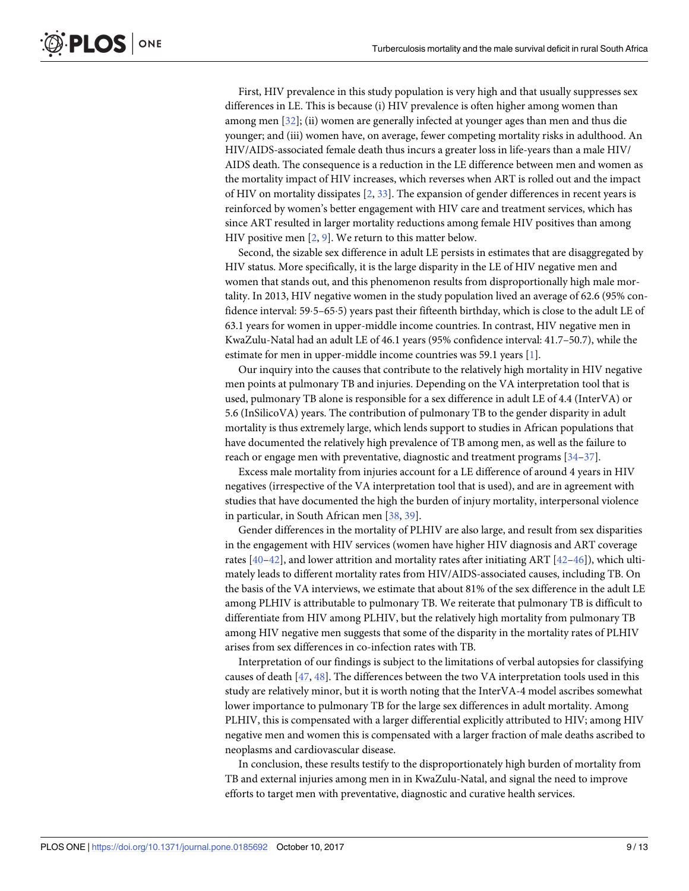First, HIV prevalence in this study population is very high and that usually suppresses sex differences in LE. This is because (i) HIV prevalence is often higher among women than among men [32]; (ii) women are generally infected at younger ages than men and thus die younger; and (iii) women have, on average, fewer competing mortality risks in adulthood. An HIV/AIDS-associated female death thus incurs a greater loss in life-years than a male HIV/AIDS death. The consequence is a reduction in the LE difference between men and women as the mortality impact of HIV increases, which reverses when ART is rolled out and the impact of HIV on mortality dissipates [2, 33]. The expansion of gender differences in recent years is reinforced by women's better engagement with HIV care and treatment services, which has since ART resulted in larger mortality reductions among female HIV positives than among HIV positive men [2, 9]. We return to this matter below.

Second, the sizable sex difference in adult LE persists in estimates that are disaggregated by HIV status. More specifically, it is the large disparity in the LE of HIV negative men and women that stands out, and this phenomenon results from disproportionally high male mortality. In 2013, HIV negative women in the study population lived an average of 62.6 (95% confidence interval: 59·5–65·5) years past their fifteenth birthday, which is close to the adult LE of 63.1 years for women in upper-middle income countries. In contrast, HIV negative men in KwaZulu-Natal had an adult LE of 46.1 years (95% confidence interval: 41.7–50.7), while the estimate for men in upper-middle income countries was 59.1 years [1].

Our inquiry into the causes that contribute to the relatively high mortality in HIV negative men points at pulmonary TB and injuries. Depending on the VA interpretation tool that is used, pulmonary TB alone is responsible for a sex difference in adult LE of 4.4 (InterVA) or 5.6 (InSilicoVA) years. The contribution of pulmonary TB to the gender disparity in adult mortality is thus extremely large, which lends support to studies in African populations that have documented the relatively high prevalence of TB among men, as well as the failure to reach or engage men with preventative, diagnostic and treatment programs [34–37].

Excess male mortality from injuries account for a LE difference of around 4 years in HIV negatives (irrespective of the VA interpretation tool that is used), and are in agreement with studies that have documented the high the burden of injury mortality, interpersonal violence in particular, in South African men [38, 39].

Gender differences in the mortality of PLHIV are also large, and result from sex disparities in the engagement with HIV services (women have higher HIV diagnosis and ART coverage rates [40–42], and lower attrition and mortality rates after initiating ART [42–46]), which ultimately leads to different mortality rates from HIV/AIDS-associated causes, including TB. On the basis of the VA interviews, we estimate that about 81% of the sex difference in the adult LE among PLHIV is attributable to pulmonary TB. We reiterate that pulmonary TB is difficult to differentiate from HIV among PLHIV, but the relatively high mortality from pulmonary TB among HIV negative men suggests that some of the disparity in the mortality rates of PLHIV arises from sex differences in co-infection rates with TB.

Interpretation of our findings is subject to the limitations of verbal autopsies for classifying causes of death [47, 48]. The differences between the two VA interpretation tools used in this study are relatively minor, but it is worth noting that the InterVA-4 model ascribes somewhat lower importance to pulmonary TB for the large sex differences in adult mortality. Among PLHIV, this is compensated with a larger differential explicitly attributed to HIV; among HIV negative men and women this is compensated with a larger fraction of male deaths ascribed to neoplasms and cardiovascular disease.

In conclusion, these results testify to the disproportionately high burden of mortality from TB and external injuries among men in in KwaZulu-Natal, and signal the need to improve efforts to target men with preventative, diagnostic and curative health services.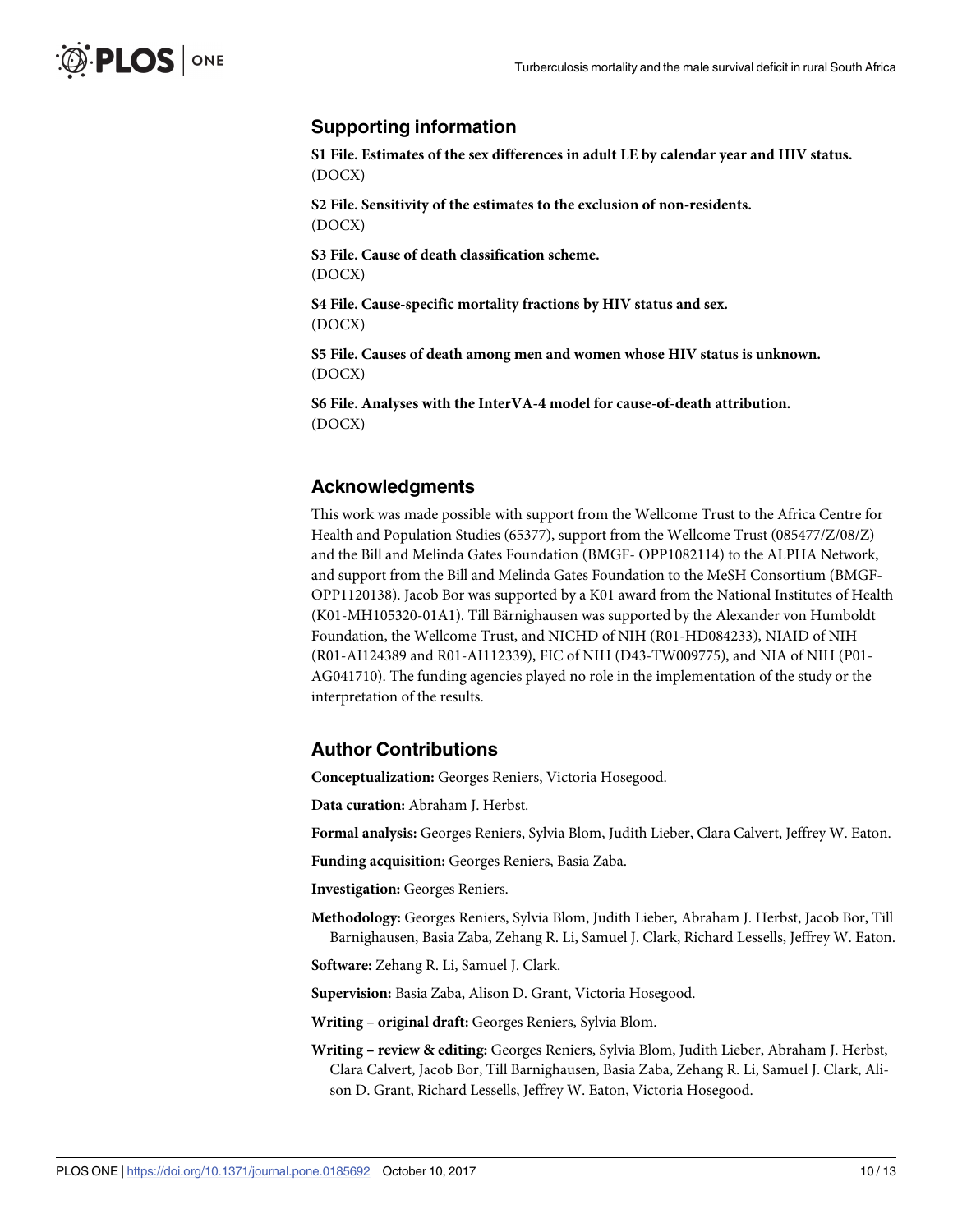## Supporting information

**S1 File. Estimates of the sex differences in adult LE by calendar year and HIV status.**
(DOCX)

**S2 File. Sensitivity of the estimates to the exclusion of non-residents.**
(DOCX)

**S3 File. Cause of death classification scheme.**
(DOCX)

**S4 File. Cause-specific mortality fractions by HIV status and sex.**
(DOCX)

**S5 File. Causes of death among men and women whose HIV status is unknown.**
(DOCX)

**S6 File. Analyses with the InterVA-4 model for cause-of-death attribution.**
(DOCX)

## Acknowledgments

This work was made possible with support from the Wellcome Trust to the Africa Centre for Health and Population Studies (65377), support from the Wellcome Trust (085477/Z/08/Z) and the Bill and Melinda Gates Foundation (BMGF- OPP1082114) to the ALPHA Network, and support from the Bill and Melinda Gates Foundation to the MeSH Consortium (BMGF-OPP1120138). Jacob Bor was supported by a K01 award from the National Institutes of Health (K01-MH105320-01A1). Till Bärnighausen was supported by the Alexander von Humboldt Foundation, the Wellcome Trust, and NICHD of NIH (R01-HD084233), NIAID of NIH (R01-AI124389 and R01-AI112339), FIC of NIH (D43-TW009775), and NIA of NIH (P01-AG041710). The funding agencies played no role in the implementation of the study or the interpretation of the results.

## Author Contributions

**Conceptualization:** Georges Reniers, Victoria Hosegood.

**Data curation:** Abraham J. Herbst.

**Formal analysis:** Georges Reniers, Sylvia Blom, Judith Lieber, Clara Calvert, Jeffrey W. Eaton.

**Funding acquisition:** Georges Reniers, Basia Zaba.

**Investigation:** Georges Reniers.

**Methodology:** Georges Reniers, Sylvia Blom, Judith Lieber, Abraham J. Herbst, Jacob Bor, Till Barnighausen, Basia Zaba, Zehang R. Li, Samuel J. Clark, Richard Lessells, Jeffrey W. Eaton.

**Software:** Zehang R. Li, Samuel J. Clark.

**Supervision:** Basia Zaba, Alison D. Grant, Victoria Hosegood.

**Writing – original draft:** Georges Reniers, Sylvia Blom.

**Writing – review & editing:** Georges Reniers, Sylvia Blom, Judith Lieber, Abraham J. Herbst, Clara Calvert, Jacob Bor, Till Barnighausen, Basia Zaba, Zehang R. Li, Samuel J. Clark, Alison D. Grant, Richard Lessells, Jeffrey W. Eaton, Victoria Hosegood.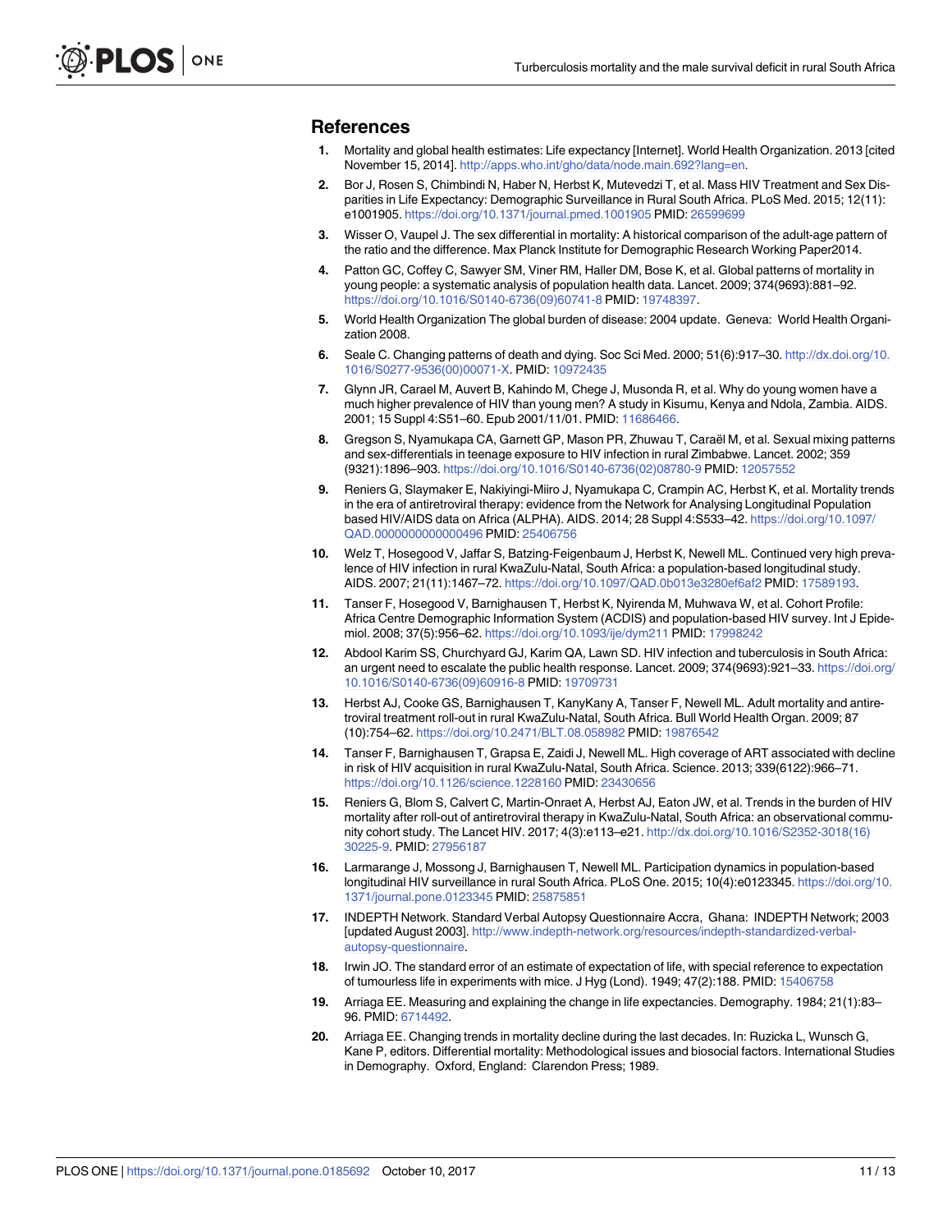## References

1. Mortality and global health estimates: Life expectancy [Internet]. World Health Organization. 2013 [cited November 15, 2014]. http://apps.who.int/gho/data/node.main.692?lang=en.
2. Bor J, Rosen S, Chimbindi N, Haber N, Herbst K, Mutevedzi T, et al. Mass HIV Treatment and Sex Disparities in Life Expectancy: Demographic Surveillance in Rural South Africa. PLoS Med. 2015; 12(11): e1001905. https://doi.org/10.1371/journal.pmed.1001905 PMID: 26599699
3. Wisser O, Vaupel J. The sex differential in mortality: A historical comparison of the adult-age pattern of the ratio and the difference. Max Planck Institute for Demographic Research Working Paper2014.
4. Patton GC, Coffey C, Sawyer SM, Viner RM, Haller DM, Bose K, et al. Global patterns of mortality in young people: a systematic analysis of population health data. Lancet. 2009; 374(9693):881–92. https://doi.org/10.1016/S0140-6736(09)60741-8 PMID: 19748397.
5. World Health Organization The global burden of disease: 2004 update. Geneva: World Health Organization 2008.
6. Seale C. Changing patterns of death and dying. Soc Sci Med. 2000; 51(6):917–30. http://dx.doi.org/10.1016/S0277-9536(00)00071-X. PMID: 10972435
7. Glynn JR, Carael M, Auvert B, Kahindo M, Chege J, Musonda R, et al. Why do young women have a much higher prevalence of HIV than young men? A study in Kisumu, Kenya and Ndola, Zambia. AIDS. 2001; 15 Suppl 4:S51–60. Epub 2001/11/01. PMID: 11686466.
8. Gregson S, Nyamukapa CA, Garnett GP, Mason PR, Zhuwau T, Caraël M, et al. Sexual mixing patterns and sex-differentials in teenage exposure to HIV infection in rural Zimbabwe. Lancet. 2002; 359 (9321):1896–903. https://doi.org/10.1016/S0140-6736(02)08780-9 PMID: 12057552
9. Reniers G, Slaymaker E, Nakiyingi-Miiro J, Nyamukapa C, Crampin AC, Herbst K, et al. Mortality trends in the era of antiretroviral therapy: evidence from the Network for Analysing Longitudinal Population based HIV/AIDS data on Africa (ALPHA). AIDS. 2014; 28 Suppl 4:S533–42. https://doi.org/10.1097/QAD.0000000000000496 PMID: 25406756
10. Welz T, Hosegood V, Jaffar S, Batzing-Feigenbaum J, Herbst K, Newell ML. Continued very high prevalence of HIV infection in rural KwaZulu-Natal, South Africa: a population-based longitudinal study. AIDS. 2007; 21(11):1467–72. https://doi.org/10.1097/QAD.0b013e3280ef6af2 PMID: 17589193.
11. Tanser F, Hosegood V, Barnighausen T, Herbst K, Nyirenda M, Muhwava W, et al. Cohort Profile: Africa Centre Demographic Information System (ACDIS) and population-based HIV survey. Int J Epidemiol. 2008; 37(5):956–62. https://doi.org/10.1093/ije/dym211 PMID: 17998242
12. Abdool Karim SS, Churchyard GJ, Karim QA, Lawn SD. HIV infection and tuberculosis in South Africa: an urgent need to escalate the public health response. Lancet. 2009; 374(9693):921–33. https://doi.org/10.1016/S0140-6736(09)60916-8 PMID: 19709731
13. Herbst AJ, Cooke GS, Barnighausen T, KanyKany A, Tanser F, Newell ML. Adult mortality and antiretroviral treatment roll-out in rural KwaZulu-Natal, South Africa. Bull World Health Organ. 2009; 87 (10):754–62. https://doi.org/10.2471/BLT.08.058982 PMID: 19876542
14. Tanser F, Barnighausen T, Grapsa E, Zaidi J, Newell ML. High coverage of ART associated with decline in risk of HIV acquisition in rural KwaZulu-Natal, South Africa. Science. 2013; 339(6122):966–71. https://doi.org/10.1126/science.1228160 PMID: 23430656
15. Reniers G, Blom S, Calvert C, Martin-Onraet A, Herbst AJ, Eaton JW, et al. Trends in the burden of HIV mortality after roll-out of antiretroviral therapy in KwaZulu-Natal, South Africa: an observational community cohort study. The Lancet HIV. 2017; 4(3):e113–e21. http://dx.doi.org/10.1016/S2352-3018(16)30225-9. PMID: 27956187
16. Larmarange J, Mossong J, Barnighausen T, Newell ML. Participation dynamics in population-based longitudinal HIV surveillance in rural South Africa. PLoS One. 2015; 10(4):e0123345. https://doi.org/10.1371/journal.pone.0123345 PMID: 25875851
17. INDEPTH Network. Standard Verbal Autopsy Questionnaire Accra, Ghana: INDEPTH Network; 2003 [updated August 2003]. http://www.indepth-network.org/resources/indepth-standardized-verbal-autopsy-questionnaire.
18. Irwin JO. The standard error of an estimate of expectation of life, with special reference to expectation of tumourless life in experiments with mice. J Hyg (Lond). 1949; 47(2):188. PMID: 15406758
19. Arriaga EE. Measuring and explaining the change in life expectancies. Demography. 1984; 21(1):83–96. PMID: 6714492.
20. Arriaga EE. Changing trends in mortality decline during the last decades. In: Ruzicka L, Wunsch G, Kane P, editors. Differential mortality: Methodological issues and biosocial factors. International Studies in Demography. Oxford, England: Clarendon Press; 1989.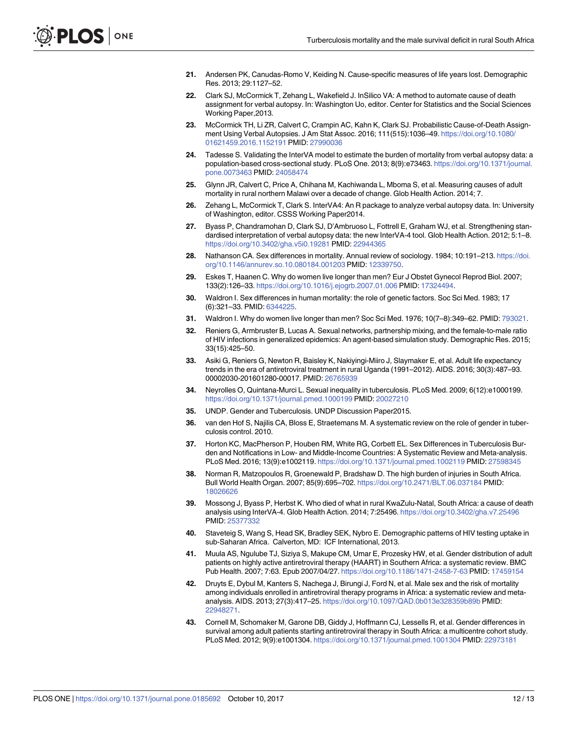21. Andersen PK, Canudas-Romo V, Keiding N. Cause-specific measures of life years lost. Demographic Res. 2013; 29:1127–52.
22. Clark SJ, McCormick T, Zehang L, Wakefield J. InSilico VA: A method to automate cause of death assignment for verbal autopsy. In: Washington Uo, editor. Center for Statistics and the Social Sciences Working Paper,2013.
23. McCormick TH, Li ZR, Calvert C, Crampin AC, Kahn K, Clark SJ. Probabilistic Cause-of-Death Assignment Using Verbal Autopsies. J Am Stat Assoc. 2016; 111(515):1036–49. https://doi.org/10.1080/01621459.2016.1152191 PMID: 27990036
24. Tadesse S. Validating the InterVA model to estimate the burden of mortality from verbal autopsy data: a population-based cross-sectional study. PLoS One. 2013; 8(9):e73463. https://doi.org/10.1371/journal.pone.0073463 PMID: 24058474
25. Glynn JR, Calvert C, Price A, Chihana M, Kachiwanda L, Mboma S, et al. Measuring causes of adult mortality in rural northern Malawi over a decade of change. Glob Health Action. 2014; 7.
26. Zehang L, McCormick T, Clark S. InterVA4: An R package to analyze verbal autopsy data. In: University of Washington, editor. CSSS Working Paper2014.
27. Byass P, Chandramohan D, Clark SJ, D'Ambruoso L, Fottrell E, Graham WJ, et al. Strengthening standardised interpretation of verbal autopsy data: the new InterVA-4 tool. Glob Health Action. 2012; 5:1–8. https://doi.org/10.3402/gha.v5i0.19281 PMID: 22944365
28. Nathanson CA. Sex differences in mortality. Annual review of sociology. 1984; 10:191–213. https://doi.org/10.1146/annurev.so.10.080184.001203 PMID: 12339750.
29. Eskes T, Haanen C. Why do women live longer than men? Eur J Obstet Gynecol Reprod Biol. 2007; 133(2):126–33. https://doi.org/10.1016/j.ejogrb.2007.01.006 PMID: 17324494.
30. Waldron I. Sex differences in human mortality: the role of genetic factors. Soc Sci Med. 1983; 17 (6):321–33. PMID: 6344225.
31. Waldron I. Why do women live longer than men? Soc Sci Med. 1976; 10(7–8):349–62. PMID: 793021.
32. Reniers G, Armbruster B, Lucas A. Sexual networks, partnership mixing, and the female-to-male ratio of HIV infections in generalized epidemics: An agent-based simulation study. Demographic Res. 2015; 33(15):425–50.
33. Asiki G, Reniers G, Newton R, Baisley K, Nakiyingi-Miiro J, Slaymaker E, et al. Adult life expectancy trends in the era of antiretroviral treatment in rural Uganda (1991–2012). AIDS. 2016; 30(3):487–93. 00002030-201601280-00017. PMID: 26765939
34. Neyrolles O, Quintana-Murci L. Sexual inequality in tuberculosis. PLoS Med. 2009; 6(12):e1000199. https://doi.org/10.1371/journal.pmed.1000199 PMID: 20027210
35. UNDP. Gender and Tuberculosis. UNDP Discussion Paper2015.
36. van den Hof S, Najilis CA, Bloss E, Straetemans M. A systematic review on the role of gender in tuberculosis control. 2010.
37. Horton KC, MacPherson P, Houben RM, White RG, Corbett EL. Sex Differences in Tuberculosis Burden and Notifications in Low- and Middle-Income Countries: A Systematic Review and Meta-analysis. PLoS Med. 2016; 13(9):e1002119. https://doi.org/10.1371/journal.pmed.1002119 PMID: 27598345
38. Norman R, Matzopoulos R, Groenewald P, Bradshaw D. The high burden of injuries in South Africa. Bull World Health Organ. 2007; 85(9):695–702. https://doi.org/10.2471/BLT.06.037184 PMID: 18026626
39. Mossong J, Byass P, Herbst K. Who died of what in rural KwaZulu-Natal, South Africa: a cause of death analysis using InterVA-4. Glob Health Action. 2014; 7:25496. https://doi.org/10.3402/gha.v7.25496 PMID: 25377332
40. Staveteig S, Wang S, Head SK, Bradley SEK, Nybro E. Demographic patterns of HIV testing uptake in sub-Saharan Africa. Calverton, MD: ICF International, 2013.
41. Muula AS, Ngulube TJ, Siziya S, Makupe CM, Umar E, Prozesky HW, et al. Gender distribution of adult patients on highly active antiretroviral therapy (HAART) in Southern Africa: a systematic review. BMC Pub Health. 2007; 7:63. Epub 2007/04/27. https://doi.org/10.1186/1471-2458-7-63 PMID: 17459154
42. Druyts E, Dybul M, Kanters S, Nachega J, Birungi J, Ford N, et al. Male sex and the risk of mortality among individuals enrolled in antiretroviral therapy programs in Africa: a systematic review and meta-analysis. AIDS. 2013; 27(3):417–25. https://doi.org/10.1097/QAD.0b013e328359b89b PMID: 22948271.
43. Cornell M, Schomaker M, Garone DB, Giddy J, Hoffmann CJ, Lessells R, et al. Gender differences in survival among adult patients starting antiretroviral therapy in South Africa: a multicentre cohort study. PLoS Med. 2012; 9(9):e1001304. https://doi.org/10.1371/journal.pmed.1001304 PMID: 22973181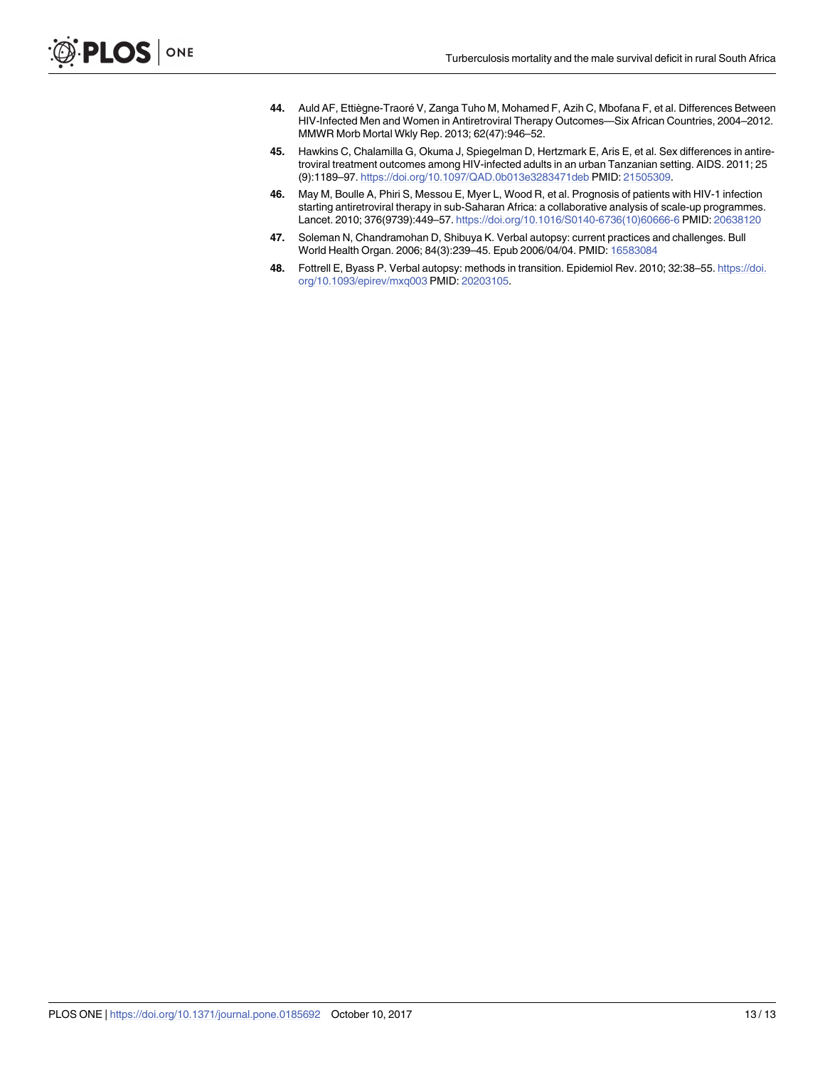44. Auld AF, Ettiègne-Traoré V, Zanga Tuho M, Mohamed F, Azih C, Mbofana F, et al. Differences Between HIV-Infected Men and Women in Antiretroviral Therapy Outcomes—Six African Countries, 2004–2012. MMWR Morb Mortal Wkly Rep. 2013; 62(47):946–52.

45. Hawkins C, Chalamilla G, Okuma J, Spiegelman D, Hertzmark E, Aris E, et al. Sex differences in antiretroviral treatment outcomes among HIV-infected adults in an urban Tanzanian setting. AIDS. 2011; 25 (9):1189–97. https://doi.org/10.1097/QAD.0b013e3283471deb PMID: 21505309.

46. May M, Boulle A, Phiri S, Messou E, Myer L, Wood R, et al. Prognosis of patients with HIV-1 infection starting antiretroviral therapy in sub-Saharan Africa: a collaborative analysis of scale-up programmes. Lancet. 2010; 376(9739):449–57. https://doi.org/10.1016/S0140-6736(10)60666-6 PMID: 20638120

47. Soleman N, Chandramohan D, Shibuya K. Verbal autopsy: current practices and challenges. Bull World Health Organ. 2006; 84(3):239–45. Epub 2006/04/04. PMID: 16583084

48. Fottrell E, Byass P. Verbal autopsy: methods in transition. Epidemiol Rev. 2010; 32:38–55. https://doi.org/10.1093/epirev/mxq003 PMID: 20203105.